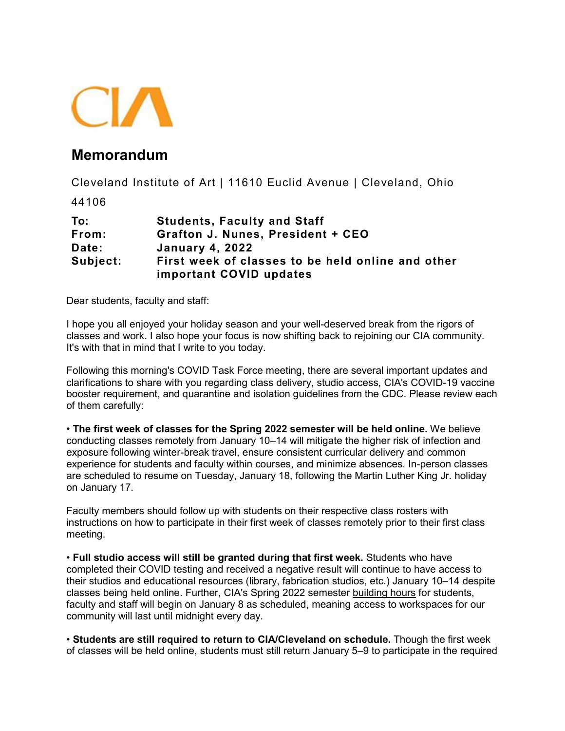CIA

# Memorandum

Cleveland Institute of Art | 11610 Euclid Avenue | Cleveland, Ohio 44106

**To:** Students, Faculty and Staff
**From:** Grafton J. Nunes, President + CEO
**Date:** January 4, 2022
**Subject:** First week of classes to be held online and other important COVID updates

Dear students, faculty and staff:

I hope you all enjoyed your holiday season and your well-deserved break from the rigors of classes and work. I also hope your focus is now shifting back to rejoining our CIA community. It's with that in mind that I write to you today.

Following this morning's COVID Task Force meeting, there are several important updates and clarifications to share with you regarding class delivery, studio access, CIA's COVID-19 vaccine booster requirement, and quarantine and isolation guidelines from the CDC. Please review each of them carefully:

• **The first week of classes for the Spring 2022 semester will be held online.** We believe conducting classes remotely from January 10–14 will mitigate the higher risk of infection and exposure following winter-break travel, ensure consistent curricular delivery and common experience for students and faculty within courses, and minimize absences. In-person classes are scheduled to resume on Tuesday, January 18, following the Martin Luther King Jr. holiday on January 17.

Faculty members should follow up with students on their respective class rosters with instructions on how to participate in their first week of classes remotely prior to their first class meeting.

• **Full studio access will still be granted during that first week.** Students who have completed their COVID testing and received a negative result will continue to have access to their studios and educational resources (library, fabrication studios, etc.) January 10–14 despite classes being held online. Further, CIA's Spring 2022 semester building hours for students, faculty and staff will begin on January 8 as scheduled, meaning access to workspaces for our community will last until midnight every day.

• **Students are still required to return to CIA/Cleveland on schedule.** Though the first week of classes will be held online, students must still return January 5–9 to participate in the required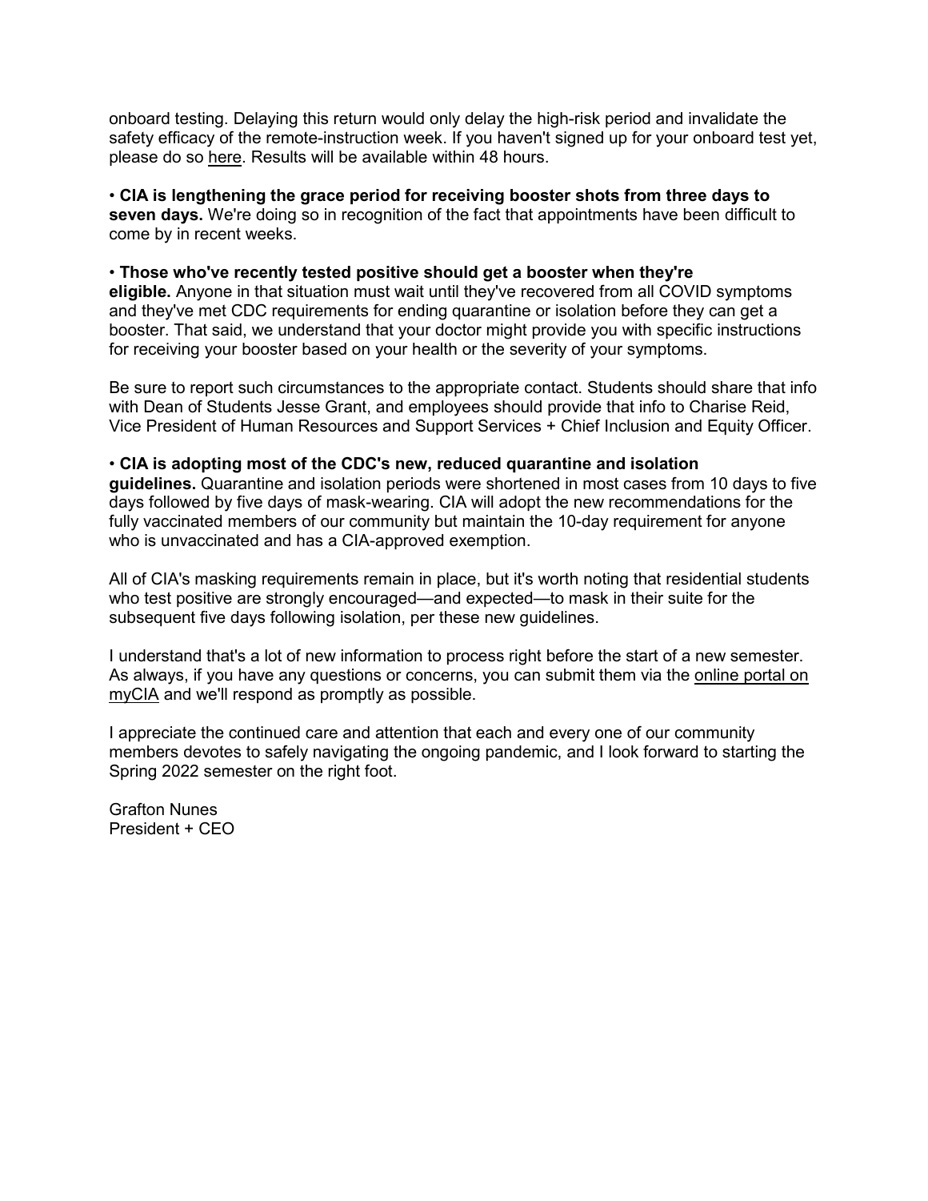onboard testing. Delaying this return would only delay the high-risk period and invalidate the safety efficacy of the remote-instruction week. If you haven't signed up for your onboard test yet, please do so here. Results will be available within 48 hours.

• **CIA is lengthening the grace period for receiving booster shots from three days to seven days.** We're doing so in recognition of the fact that appointments have been difficult to come by in recent weeks.

• **Those who've recently tested positive should get a booster when they're eligible.** Anyone in that situation must wait until they've recovered from all COVID symptoms and they've met CDC requirements for ending quarantine or isolation before they can get a booster. That said, we understand that your doctor might provide you with specific instructions for receiving your booster based on your health or the severity of your symptoms.

Be sure to report such circumstances to the appropriate contact. Students should share that info with Dean of Students Jesse Grant, and employees should provide that info to Charise Reid, Vice President of Human Resources and Support Services + Chief Inclusion and Equity Officer.

• **CIA is adopting most of the CDC's new, reduced quarantine and isolation guidelines.** Quarantine and isolation periods were shortened in most cases from 10 days to five days followed by five days of mask-wearing. CIA will adopt the new recommendations for the fully vaccinated members of our community but maintain the 10-day requirement for anyone who is unvaccinated and has a CIA-approved exemption.

All of CIA's masking requirements remain in place, but it's worth noting that residential students who test positive are strongly encouraged—and expected—to mask in their suite for the subsequent five days following isolation, per these new guidelines.

I understand that's a lot of new information to process right before the start of a new semester. As always, if you have any questions or concerns, you can submit them via the online portal on myCIA and we'll respond as promptly as possible.

I appreciate the continued care and attention that each and every one of our community members devotes to safely navigating the ongoing pandemic, and I look forward to starting the Spring 2022 semester on the right foot.

Grafton Nunes  
President + CEO